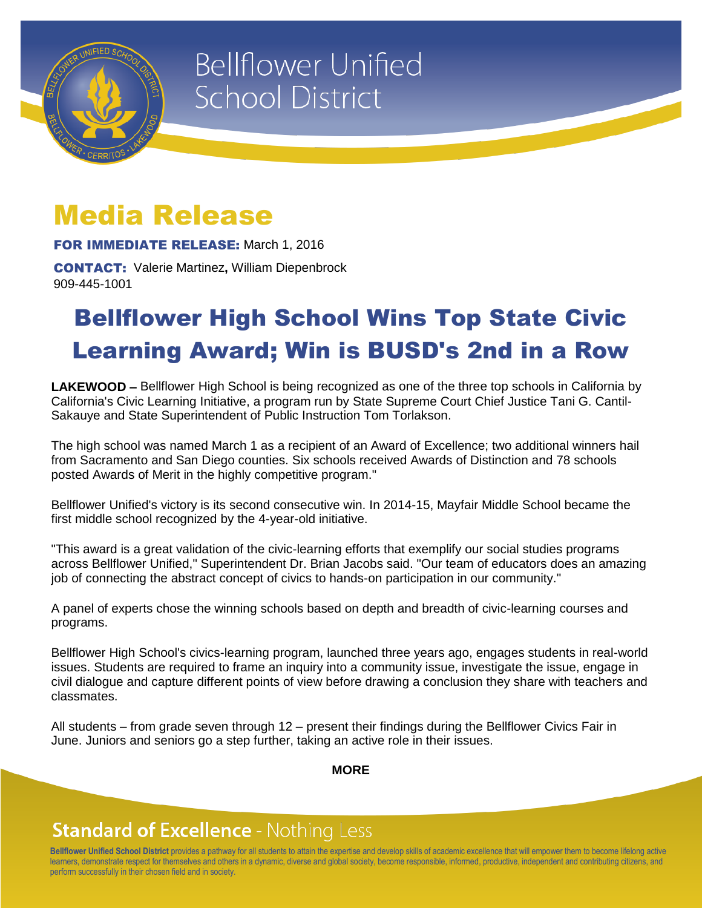Bellflower Unified School District

# Media Release

**FOR IMMEDIATE RELEASE:** March 1, 2016

**CONTACT:** Valerie Martinez**,** William Diepenbrock
909-445-1001

## Bellflower High School Wins Top State Civic Learning Award; Win is BUSD's 2nd in a Row

**LAKEWOOD –** Bellflower High School is being recognized as one of the three top schools in California by California's Civic Learning Initiative, a program run by State Supreme Court Chief Justice Tani G. Cantil-Sakauye and State Superintendent of Public Instruction Tom Torlakson.

The high school was named March 1 as a recipient of an Award of Excellence; two additional winners hail from Sacramento and San Diego counties. Six schools received Awards of Distinction and 78 schools posted Awards of Merit in the highly competitive program."

Bellflower Unified's victory is its second consecutive win. In 2014-15, Mayfair Middle School became the first middle school recognized by the 4-year-old initiative.

"This award is a great validation of the civic-learning efforts that exemplify our social studies programs across Bellflower Unified," Superintendent Dr. Brian Jacobs said. "Our team of educators does an amazing job of connecting the abstract concept of civics to hands-on participation in our community."

A panel of experts chose the winning schools based on depth and breadth of civic-learning courses and programs.

Bellflower High School's civics-learning program, launched three years ago, engages students in real-world issues. Students are required to frame an inquiry into a community issue, investigate the issue, engage in civil dialogue and capture different points of view before drawing a conclusion they share with teachers and classmates.

All students – from grade seven through 12 – present their findings during the Bellflower Civics Fair in June. Juniors and seniors go a step further, taking an active role in their issues.

**MORE**

**Standard of Excellence** - Nothing Less

**Bellflower Unified School District** provides a pathway for all students to attain the expertise and develop skills of academic excellence that will empower them to become lifelong active learners, demonstrate respect for themselves and others in a dynamic, diverse and global society, become responsible, informed, productive, independent and contributing citizens, and perform successfully in their chosen field and in society.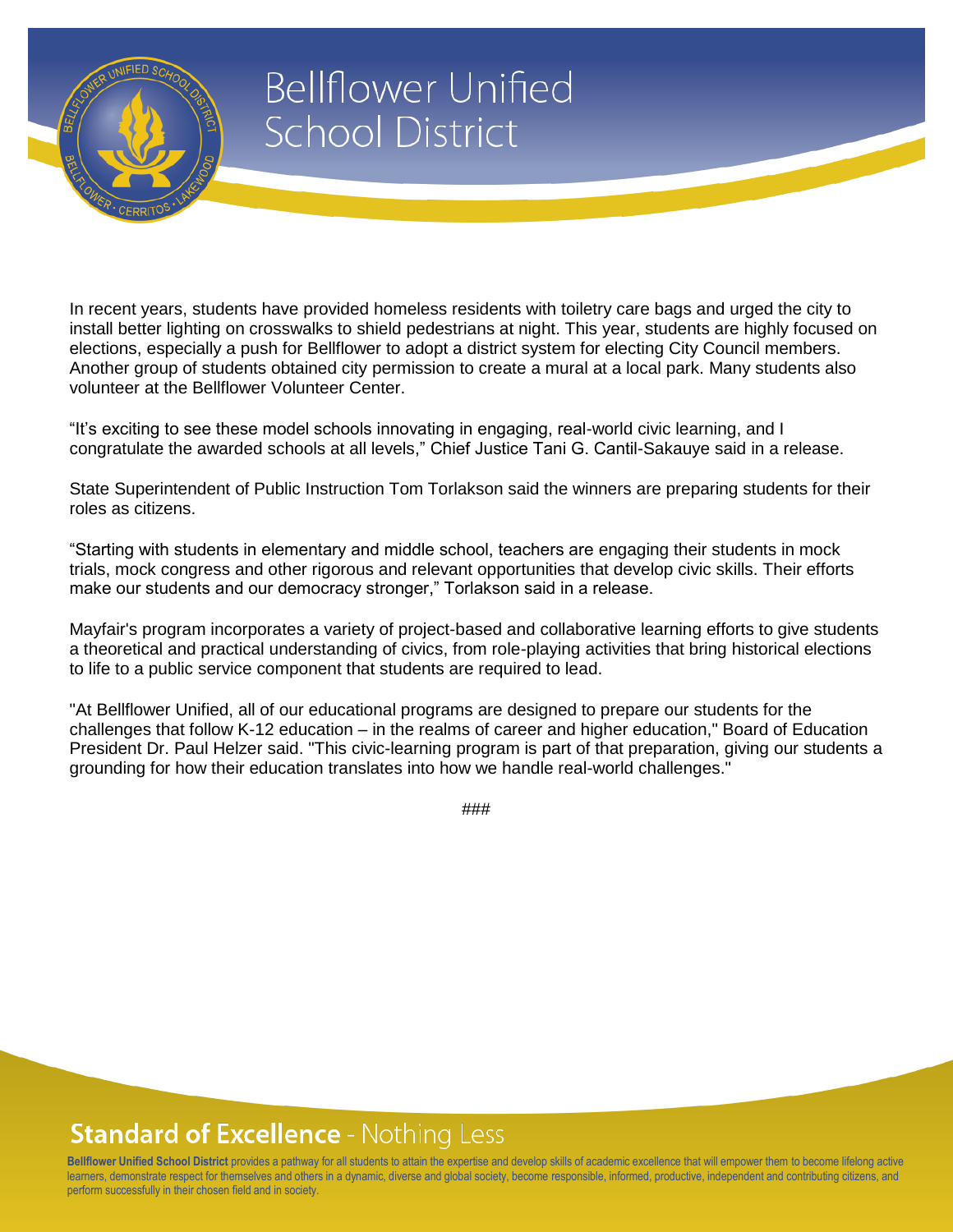In recent years, students have provided homeless residents with toiletry care bags and urged the city to install better lighting on crosswalks to shield pedestrians at night. This year, students are highly focused on elections, especially a push for Bellflower to adopt a district system for electing City Council members. Another group of students obtained city permission to create a mural at a local park. Many students also volunteer at the Bellflower Volunteer Center.

"It's exciting to see these model schools innovating in engaging, real-world civic learning, and I congratulate the awarded schools at all levels," Chief Justice Tani G. Cantil-Sakauye said in a release.

State Superintendent of Public Instruction Tom Torlakson said the winners are preparing students for their roles as citizens.

"Starting with students in elementary and middle school, teachers are engaging their students in mock trials, mock congress and other rigorous and relevant opportunities that develop civic skills. Their efforts make our students and our democracy stronger," Torlakson said in a release.

Mayfair's program incorporates a variety of project-based and collaborative learning efforts to give students a theoretical and practical understanding of civics, from role-playing activities that bring historical elections to life to a public service component that students are required to lead.

"At Bellflower Unified, all of our educational programs are designed to prepare our students for the challenges that follow K-12 education – in the realms of career and higher education," Board of Education President Dr. Paul Helzer said. "This civic-learning program is part of that preparation, giving our students a grounding for how their education translates into how we handle real-world challenges."

###